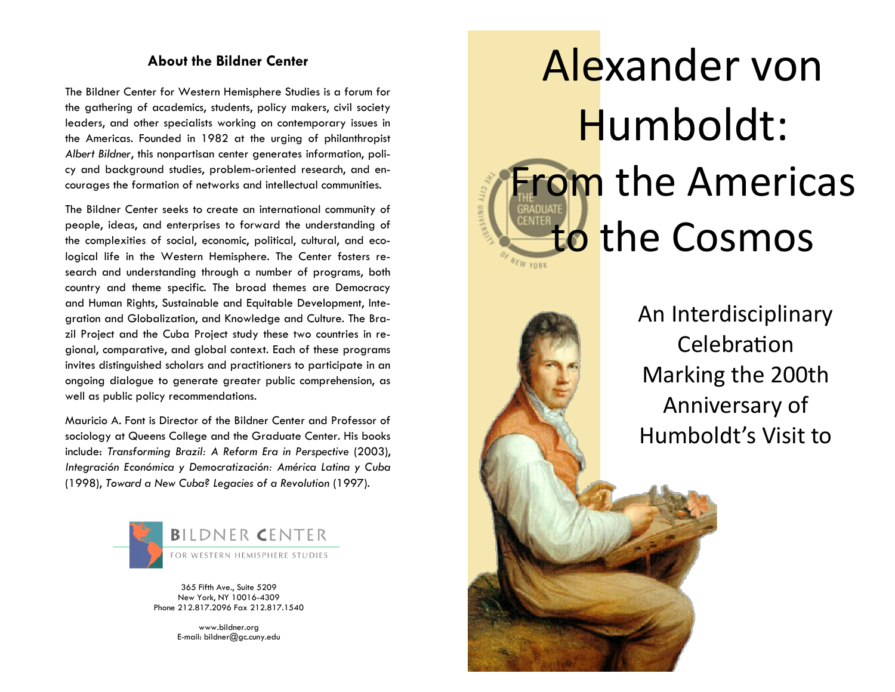## About the Bildner Center

The Bildner Center for Western Hemisphere Studies is a forum for the gathering of academics, students, policy makers, civil society leaders, and other specialists working on contemporary issues in the Americas. Founded in 1982 at the urging of philanthropist *Albert Bildner*, this nonpartisan center generates information, policy and background studies, problem-oriented research, and encourages the formation of networks and intellectual communities.

The Bildner Center seeks to create an international community of people, ideas, and enterprises to forward the understanding of the complexities of social, economic, political, cultural, and ecological life in the Western Hemisphere. The Center fosters research and understanding through a number of programs, both country and theme specific. The broad themes are Democracy and Human Rights, Sustainable and Equitable Development, Integration and Globalization, and Knowledge and Culture. The Brazil Project and the Cuba Project study these two countries in regional, comparative, and global context. Each of these programs invites distinguished scholars and practitioners to participate in an ongoing dialogue to generate greater public comprehension, as well as public policy recommendations.

Mauricio A. Font is Director of the Bildner Center and Professor of sociology at Queens College and the Graduate Center. His books include: *Transforming Brazil: A Reform Era in Perspective* (2003), *Integración Económica y Democratización: América Latina y Cuba* (1998), *Toward a New Cuba? Legacies of a Revolution* (1997).

BILDNER CENTER
FOR WESTERN HEMISPHERE STUDIES

365 Fifth Ave., Suite 5209
New York, NY 10016-4309
Phone 212.817.2096 Fax 212.817.1540

www.bildner.org
E-mail: bildner@gc.cuny.edu

# Alexander von Humboldt: From the Americas to the Cosmos

THE GRADUATE CENTER
THE CITY UNIVERSITY OF NEW YORK

An Interdisciplinary Celebration Marking the 200th Anniversary of Humboldt's Visit to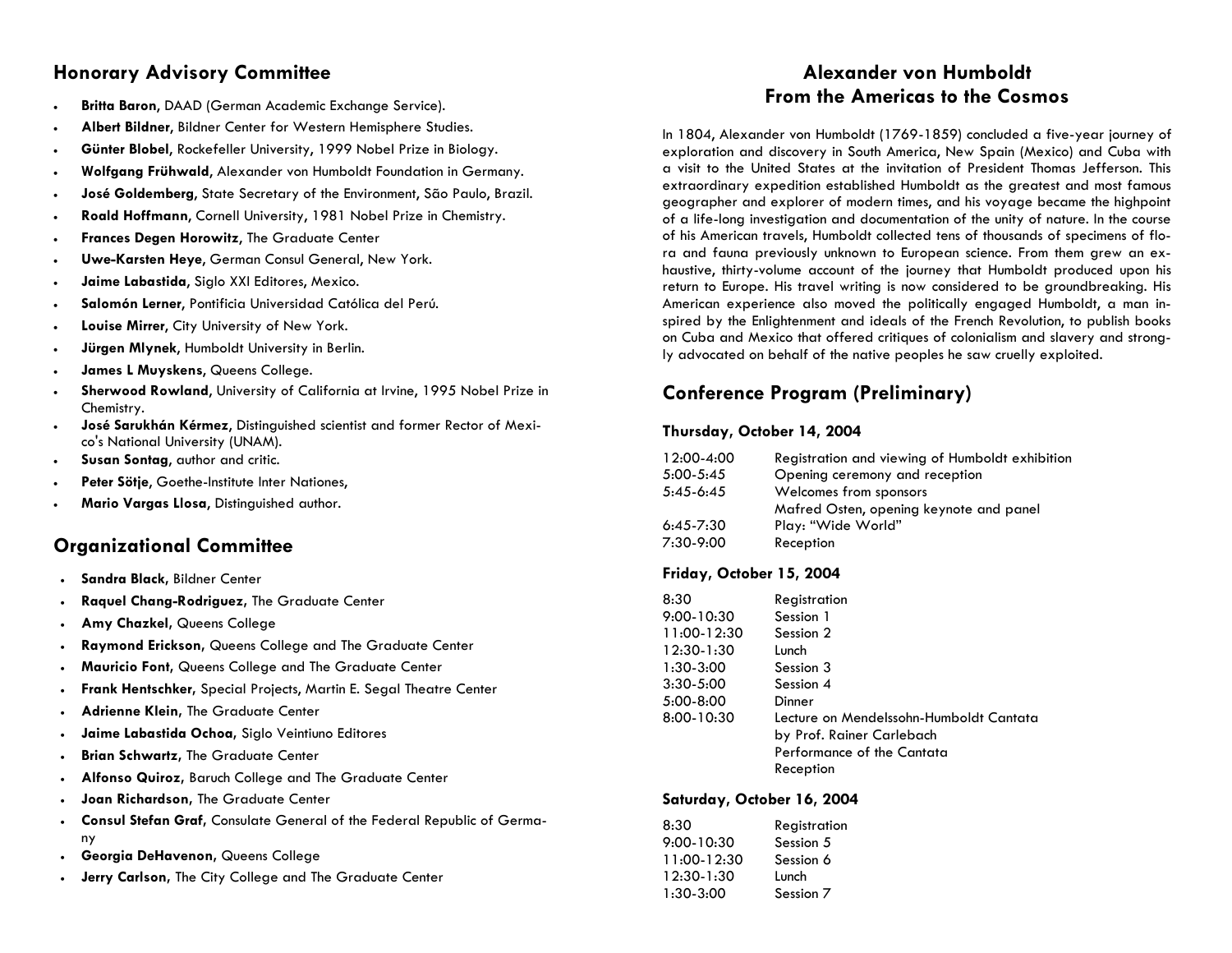## Honorary Advisory Committee

- **Britta Baron,** DAAD (German Academic Exchange Service).
- **Albert Bildner,** Bildner Center for Western Hemisphere Studies.
- **Günter Blobel,** Rockefeller University, 1999 Nobel Prize in Biology.
- **Wolfgang Frühwald,** Alexander von Humboldt Foundation in Germany.
- **José Goldemberg,** State Secretary of the Environment, São Paulo, Brazil.
- **Roald Hoffmann,** Cornell University, 1981 Nobel Prize in Chemistry.
- **Frances Degen Horowitz,** The Graduate Center
- **Uwe-Karsten Heye,** German Consul General, New York.
- **Jaime Labastida,** Siglo XXI Editores, Mexico.
- **Salomón Lerner,** Pontificia Universidad Católica del Perú.
- **Louise Mirrer,** City University of New York.
- **Jürgen Mlynek,** Humboldt University in Berlin.
- **James L Muyskens,** Queens College.
- **Sherwood Rowland,** University of California at Irvine, 1995 Nobel Prize in Chemistry.
- **José Sarukhán Kérmez,** Distinguished scientist and former Rector of Mexico's National University (UNAM).
- **Susan Sontag,** author and critic.
- **Peter Sötje,** Goethe-Institute Inter Nationes,
- **Mario Vargas Llosa,** Distinguished author.

## Organizational Committee

- **Sandra Black,** Bildner Center
- **Raquel Chang-Rodriguez,** The Graduate Center
- **Amy Chazkel,** Queens College
- **Raymond Erickson,** Queens College and The Graduate Center
- **Mauricio Font,** Queens College and The Graduate Center
- **Frank Hentschker,** Special Projects, Martin E. Segal Theatre Center
- **Adrienne Klein,** The Graduate Center
- **Jaime Labastida Ochoa,** Siglo Veintiuno Editores
- **Brian Schwartz,** The Graduate Center
- **Alfonso Quiroz,** Baruch College and The Graduate Center
- **Joan Richardson,** The Graduate Center
- **Consul Stefan Graf,** Consulate General of the Federal Republic of Germany
- **Georgia DeHavenon,** Queens College
- **Jerry Carlson,** The City College and The Graduate Center

# Alexander von Humboldt
# From the Americas to the Cosmos

In 1804, Alexander von Humboldt (1769-1859) concluded a five-year journey of exploration and discovery in South America, New Spain (Mexico) and Cuba with a visit to the United States at the invitation of President Thomas Jefferson. This extraordinary expedition established Humboldt as the greatest and most famous geographer and explorer of modern times, and his voyage became the highpoint of a life-long investigation and documentation of the unity of nature. In the course of his American travels, Humboldt collected tens of thousands of specimens of flora and fauna previously unknown to European science. From them grew an exhaustive, thirty-volume account of the journey that Humboldt produced upon his return to Europe. His travel writing is now considered to be groundbreaking. His American experience also moved the politically engaged Humboldt, a man inspired by the Enlightenment and ideals of the French Revolution, to publish books on Cuba and Mexico that offered critiques of colonialism and slavery and strongly advocated on behalf of the native peoples he saw cruelly exploited.

## Conference Program (Preliminary)

### Thursday, October 14, 2004

| | |
|---|---|
| 12:00-4:00 | Registration and viewing of Humboldt exhibition |
| 5:00-5:45 | Opening ceremony and reception |
| 5:45-6:45 | Welcomes from sponsors<br>Mafred Osten, opening keynote and panel |
| 6:45-7:30 | Play: "Wide World" |
| 7:30-9:00 | Reception |

### Friday, October 15, 2004

| | |
|---|---|
| 8:30 | Registration |
| 9:00-10:30 | Session 1 |
| 11:00-12:30 | Session 2 |
| 12:30-1:30 | Lunch |
| 1:30-3:00 | Session 3 |
| 3:30-5:00 | Session 4 |
| 5:00-8:00 | Dinner |
| 8:00-10:30 | Lecture on Mendelssohn-Humboldt Cantata by Prof. Rainer Carlebach<br>Performance of the Cantata<br>Reception |

### Saturday, October 16, 2004

| | |
|---|---|
| 8:30 | Registration |
| 9:00-10:30 | Session 5 |
| 11:00-12:30 | Session 6 |
| 12:30-1:30 | Lunch |
| 1:30-3:00 | Session 7 |